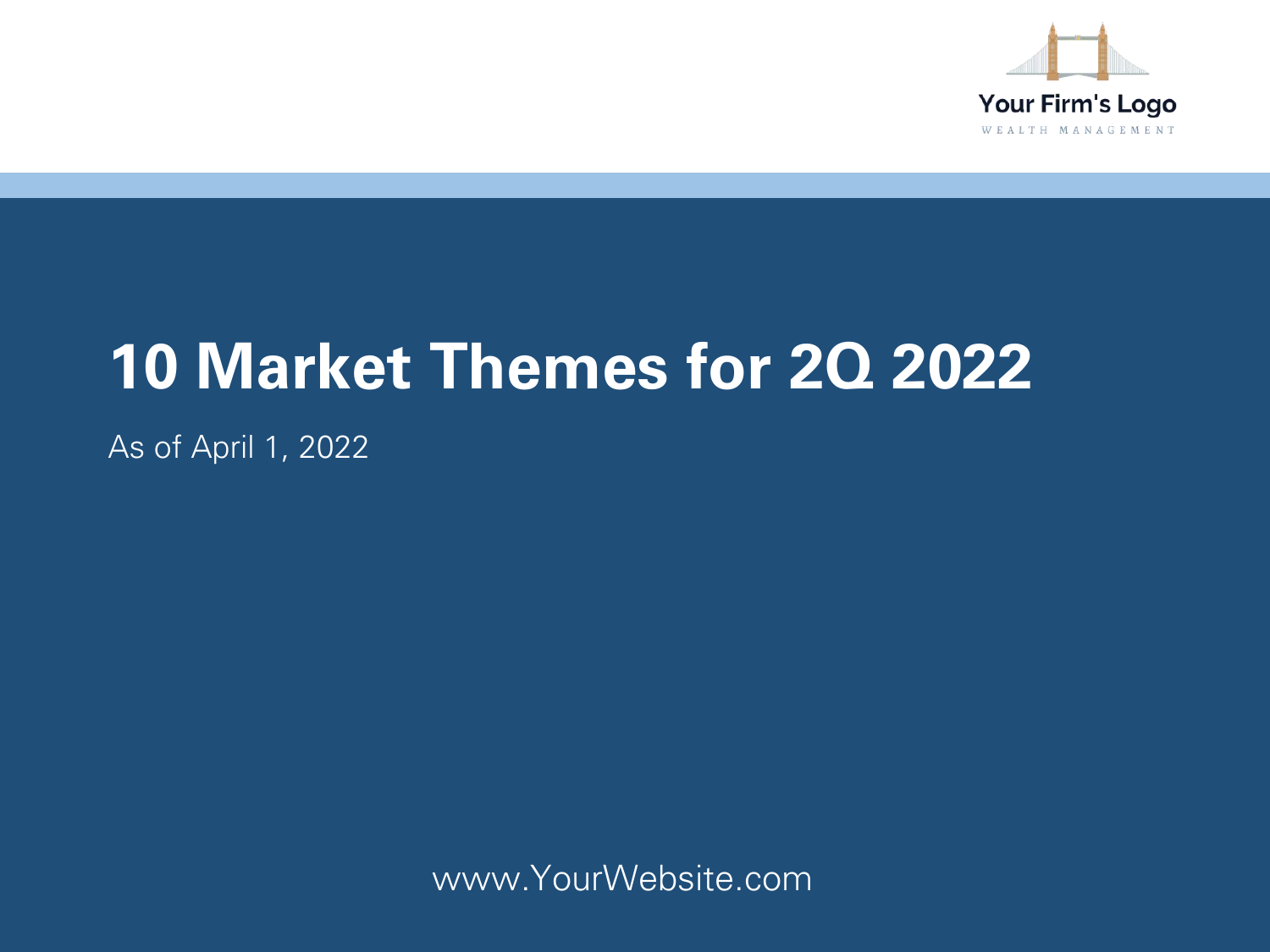Your Firm's Logo

WEALTH MANAGEMENT

# 10 Market Themes for 2Q 2022

As of April 1, 2022

www.YourWebsite.com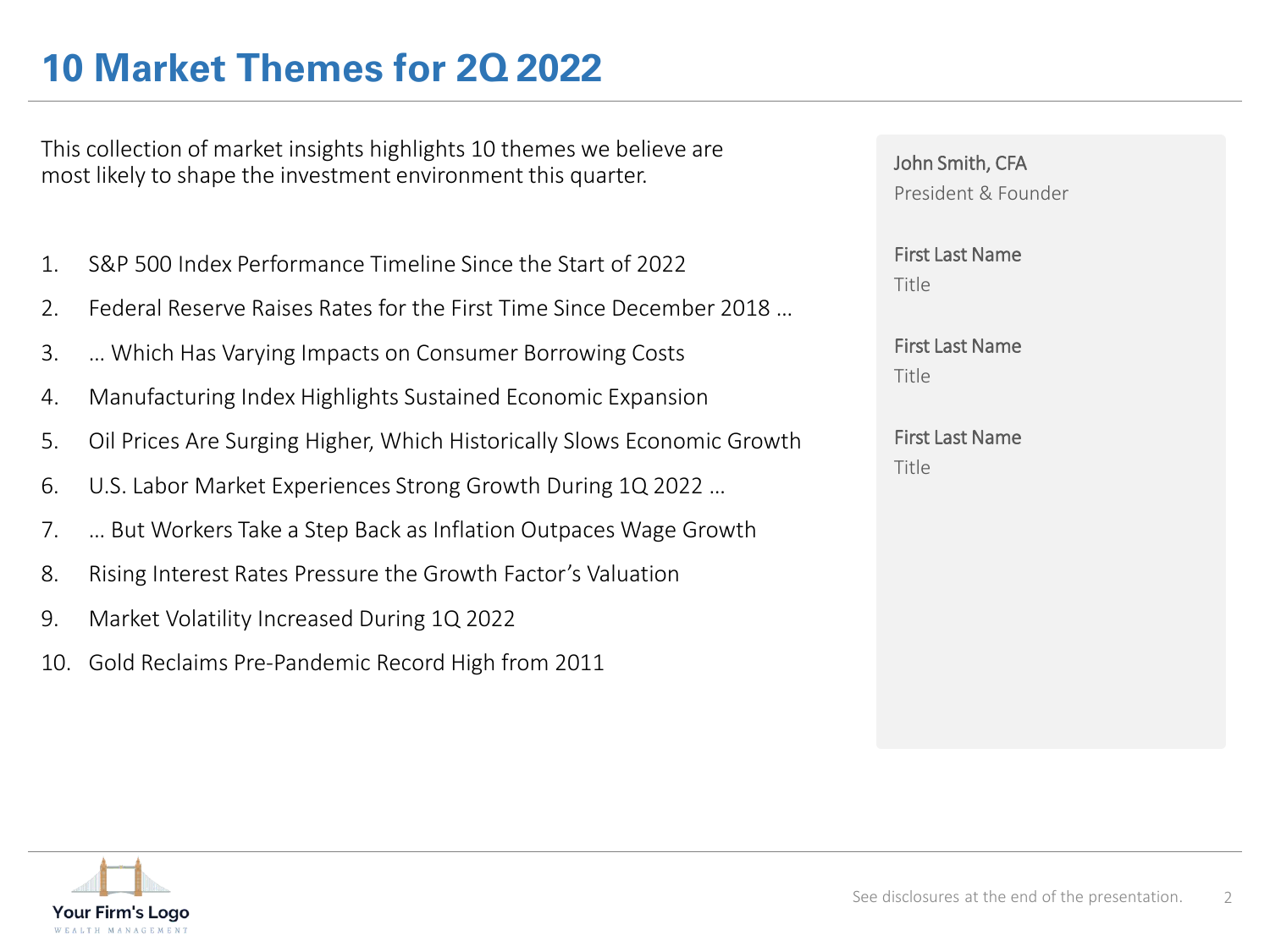# 10 Market Themes for 2Q 2022

This collection of market insights highlights 10 themes we believe are most likely to shape the investment environment this quarter.

1. S&P 500 Index Performance Timeline Since the Start of 2022
2. Federal Reserve Raises Rates for the First Time Since December 2018 …
3. … Which Has Varying Impacts on Consumer Borrowing Costs
4. Manufacturing Index Highlights Sustained Economic Expansion
5. Oil Prices Are Surging Higher, Which Historically Slows Economic Growth
6. U.S. Labor Market Experiences Strong Growth During 1Q 2022 …
7. … But Workers Take a Step Back as Inflation Outpaces Wage Growth
8. Rising Interest Rates Pressure the Growth Factor's Valuation
9. Market Volatility Increased During 1Q 2022
10. Gold Reclaims Pre-Pandemic Record High from 2011

John Smith, CFA
President & Founder

First Last Name
Title

First Last Name
Title

First Last Name
Title

Your Firm's Logo
WEALTH MANAGEMENT

See disclosures at the end of the presentation.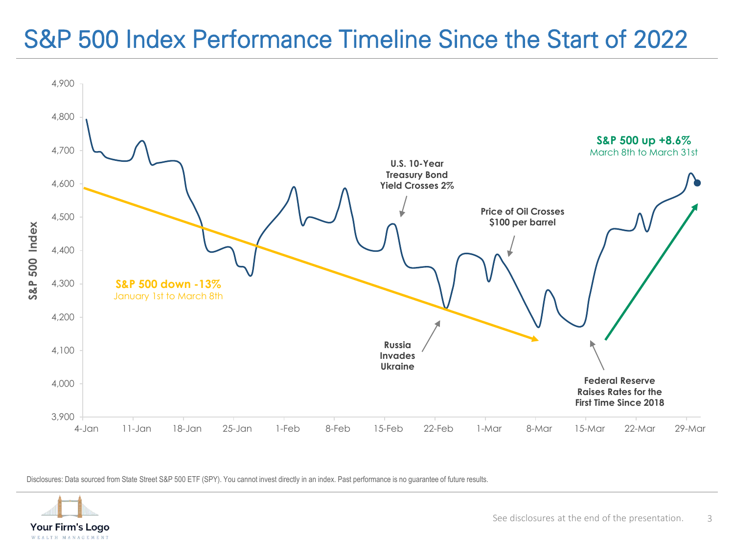# S&P 500 Index Performance Timeline Since the Start of 2022

S&P 500 Index

4,900
4,800
4,700
4,600
4,500
4,400
4,300
4,200
4,100
4,000
3,900

4-Jan 11-Jan 18-Jan 25-Jan 1-Feb 8-Feb 15-Feb 22-Feb 1-Mar 8-Mar 15-Mar 22-Mar 29-Mar

**S&P 500 down -13%**
January 1st to March 8th

**U.S. 10-Year Treasury Bond Yield Crosses 2%**

**Price of Oil Crosses $100 per barrel**

**Russia Invades Ukraine**

**Federal Reserve Raises Rates for the First Time Since 2018**

**S&P 500 up +8.6%**
March 8th to March 31st

Disclosures: Data sourced from State Street S&P 500 ETF (SPY). You cannot invest directly in an index. Past performance is no guarantee of future results.

Your Firm's Logo
WEALTH MANAGEMENT

See disclosures at the end of the presentation.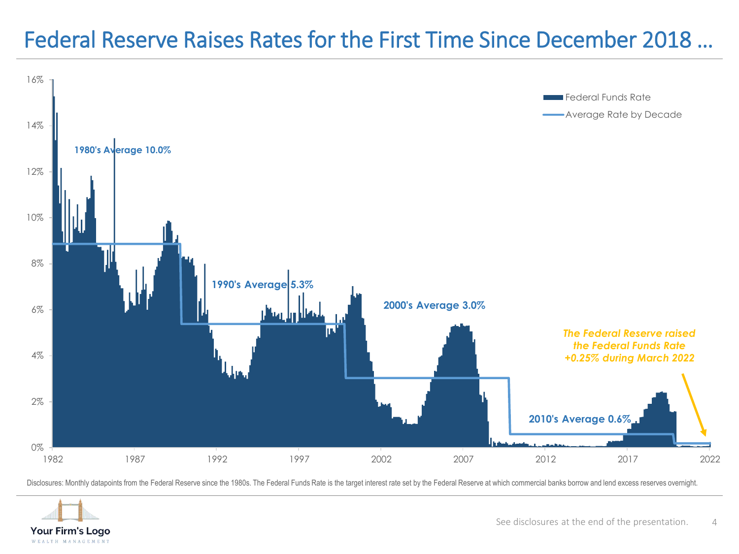# Federal Reserve Raises Rates for the First Time Since December 2018 …

Federal Funds Rate

Average Rate by Decade

1980's Average 10.0%

1990's Average 5.3%

2000's Average 3.0%

2010's Average 0.6%

*The Federal Reserve raised the Federal Funds Rate +0.25% during March 2022*

16%
14%
12%
10%
8%
6%
4%
2%
0%

1982 1987 1992 1997 2002 2007 2012 2017 2022

Disclosures: Monthly datapoints from the Federal Reserve since the 1980s. The Federal Funds Rate is the target interest rate set by the Federal Reserve at which commercial banks borrow and lend excess reserves overnight.

Your Firm's Logo
WEALTH MANAGEMENT

See disclosures at the end of the presentation.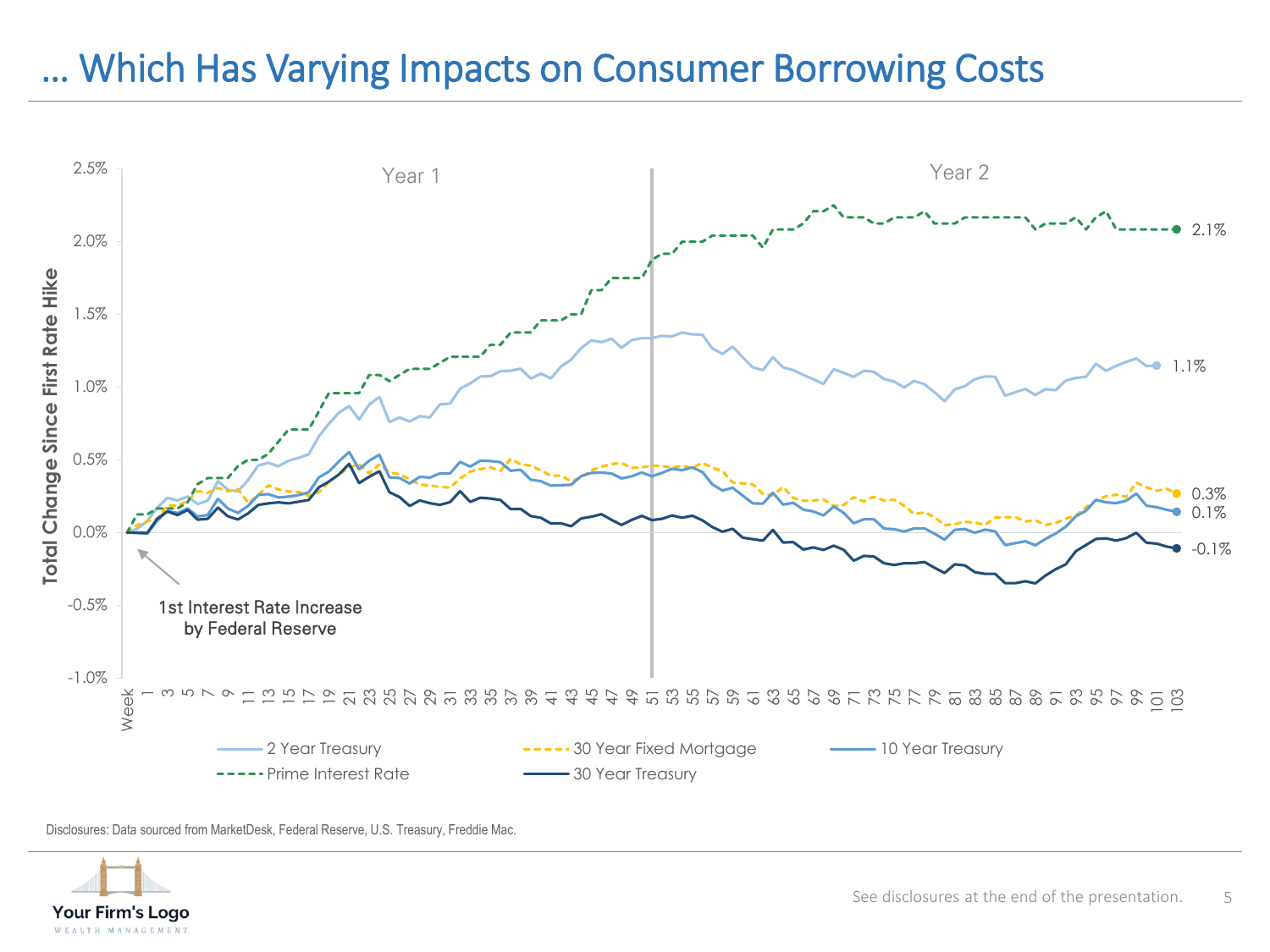# … Which Has Varying Impacts on Consumer Borrowing Costs

Year 1 | Year 2

Total Change Since First Rate Hike

1st Interest Rate Increase by Federal Reserve

| Series | Total Change at Week 103 |
|---|---|
| Prime Interest Rate | 2.1% |
| 2 Year Treasury | 1.1% |
| 30 Year Fixed Mortgage | 0.3% |
| 10 Year Treasury | 0.1% |
| 30 Year Treasury | -0.1% |

Disclosures: Data sourced from MarketDesk, Federal Reserve, U.S. Treasury, Freddie Mac.

See disclosures at the end of the presentation.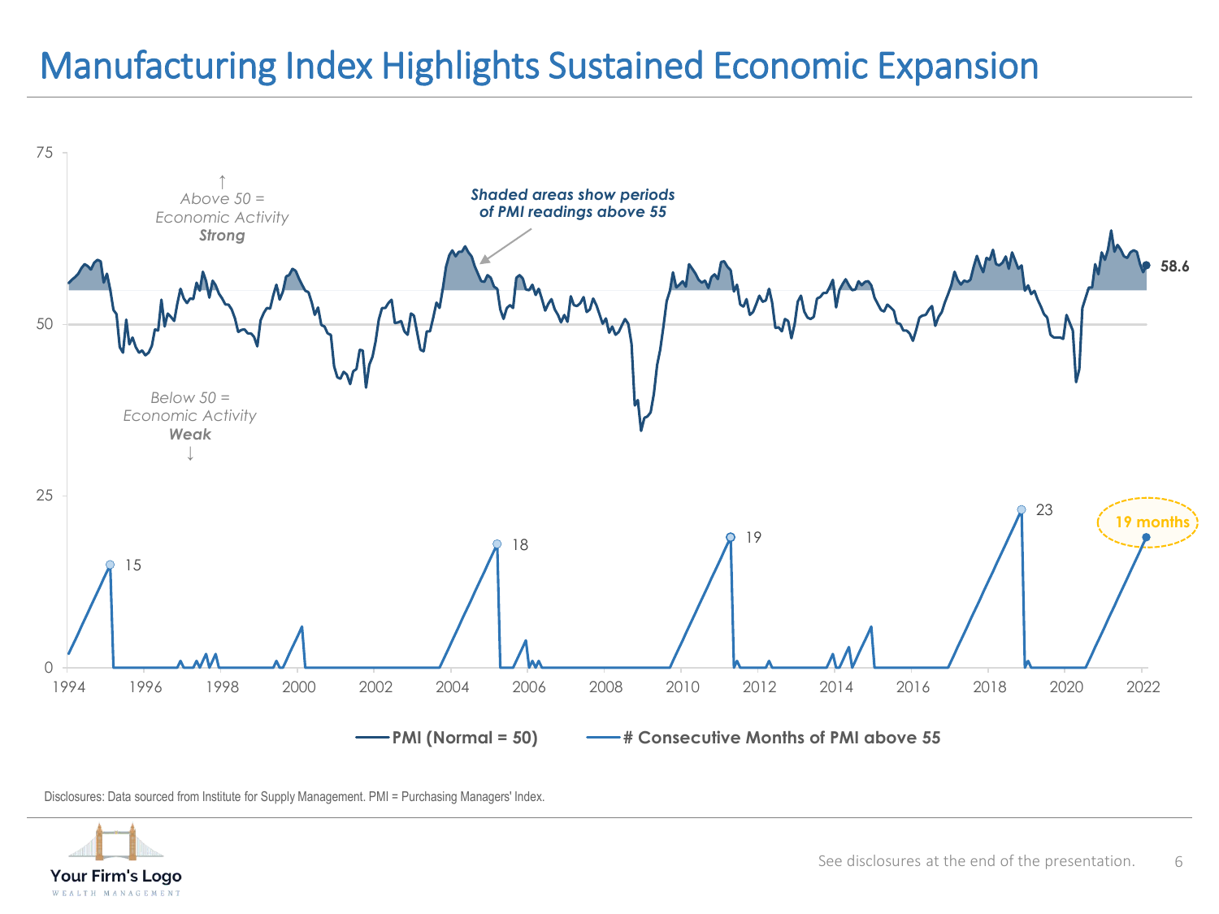# Manufacturing Index Highlights Sustained Economic Expansion

↑
Above 50 =
Economic Activity
***Strong***

***Shaded areas show periods of PMI readings above 55***

Below 50 =
Economic Activity
***Weak***
↓

58.6

15

18

19

23

19 months

**PMI (Normal = 50)**

**# Consecutive Months of PMI above 55**

Disclosures: Data sourced from Institute for Supply Management. PMI = Purchasing Managers' Index.

Your Firm's Logo
WEALTH MANAGEMENT

See disclosures at the end of the presentation.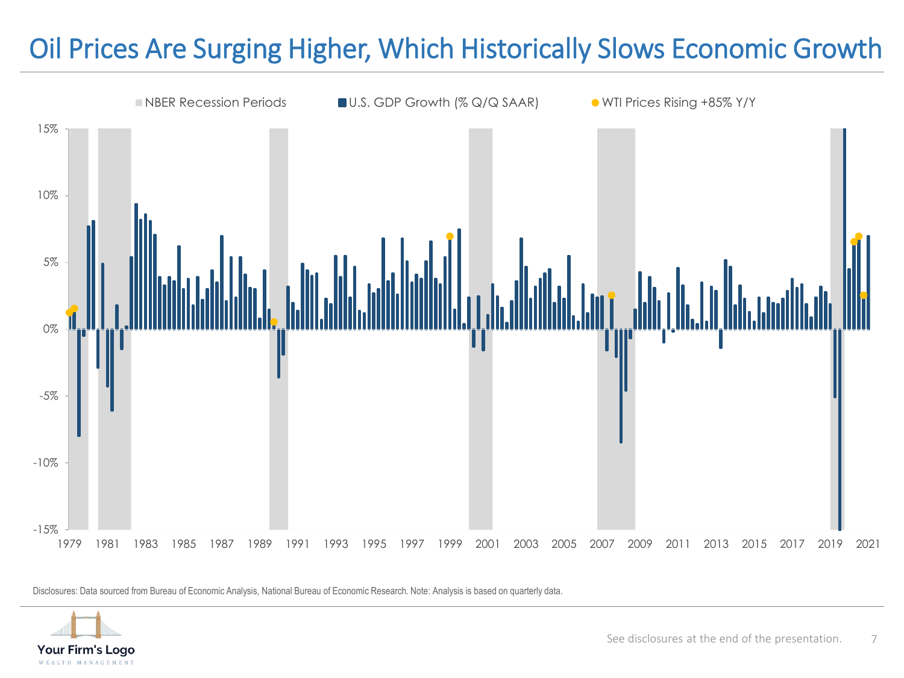# Oil Prices Are Surging Higher, Which Historically Slows Economic Growth

NBER Recession Periods | U.S. GDP Growth (% Q/Q SAAR) | WTI Prices Rising +85% Y/Y

15%
10%
5%
0%
-5%
-10%
-15%

1979 1981 1983 1985 1987 1989 1991 1993 1995 1997 1999 2001 2003 2005 2007 2009 2011 2013 2015 2017 2019 2021

Disclosures: Data sourced from Bureau of Economic Analysis, National Bureau of Economic Research. Note: Analysis is based on quarterly data.

Your Firm's Logo
WEALTH MANAGEMENT

See disclosures at the end of the presentation.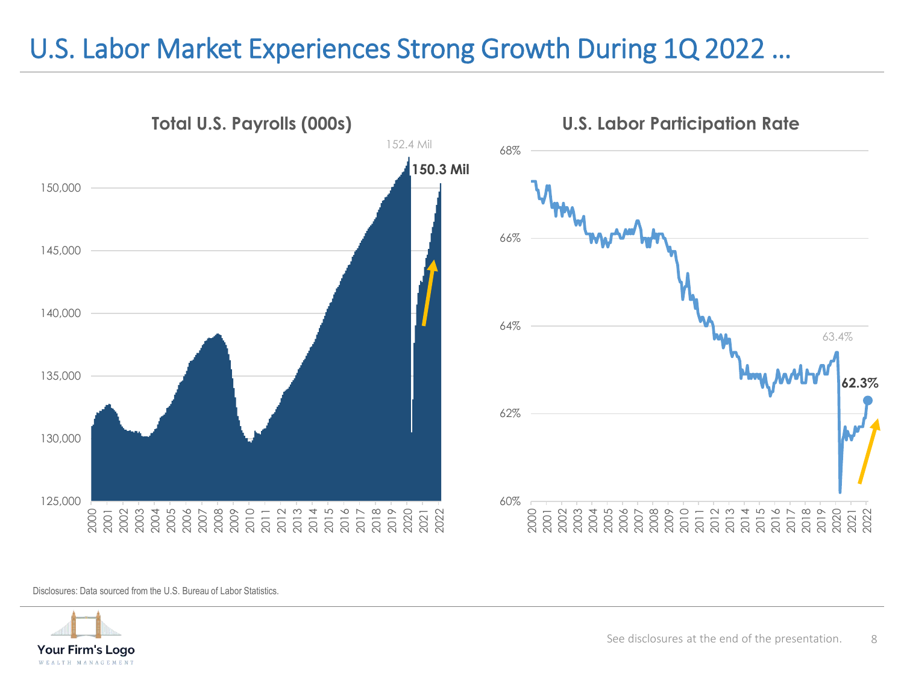# U.S. Labor Market Experiences Strong Growth During 1Q 2022 …

## Total U.S. Payrolls (000s)

152.4 Mil

**150.3 Mil**

## U.S. Labor Participation Rate

63.4%

**62.3%**

Disclosures: Data sourced from the U.S. Bureau of Labor Statistics.

See disclosures at the end of the presentation.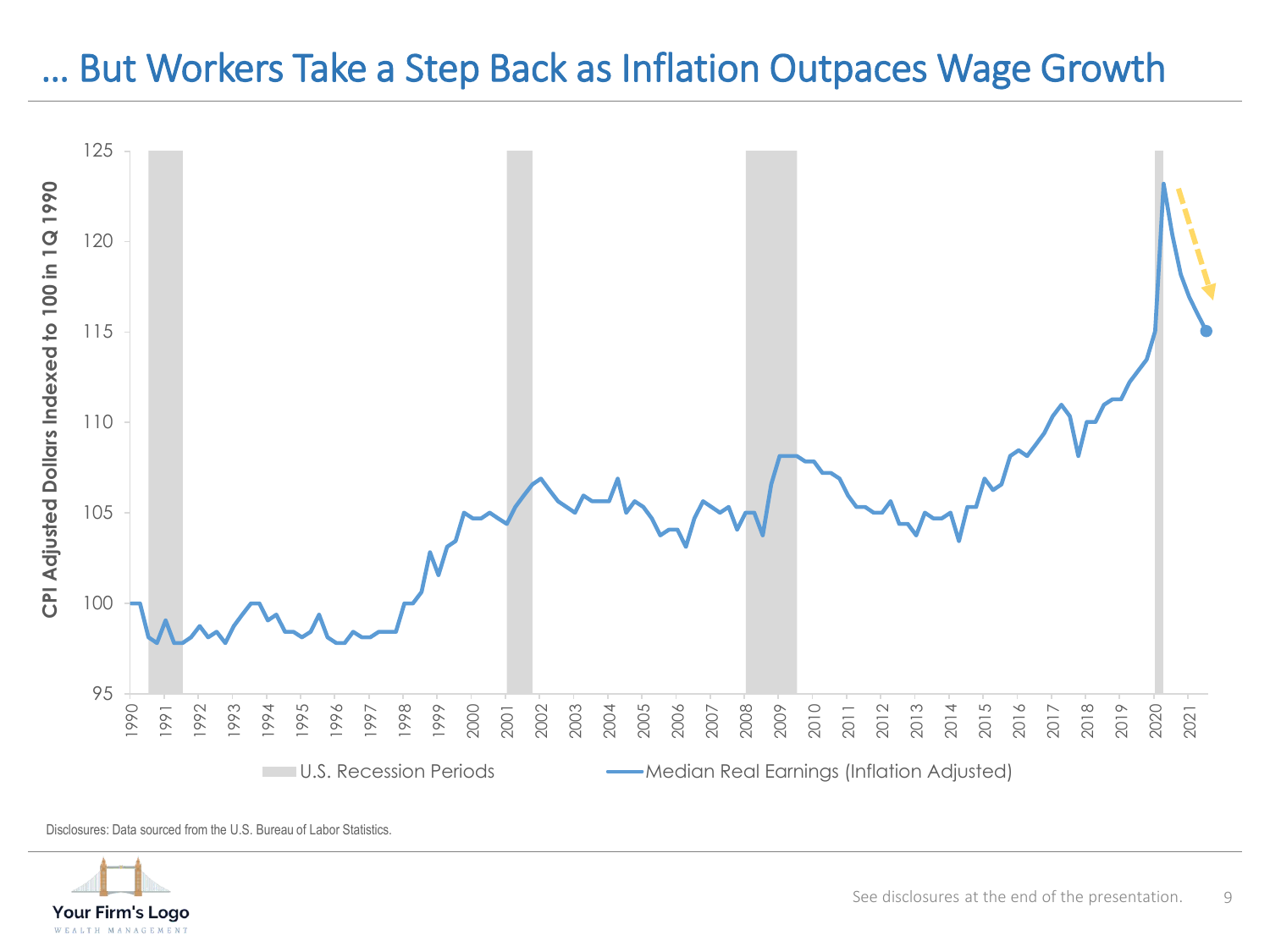# … But Workers Take a Step Back as Inflation Outpaces Wage Growth

Disclosures: Data sourced from the U.S. Bureau of Labor Statistics.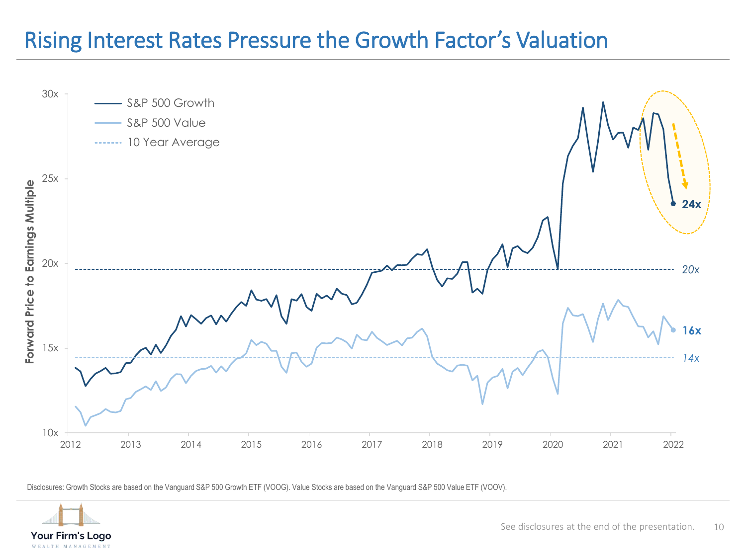# Rising Interest Rates Pressure the Growth Factor's Valuation

Forward Price to Earnings Multiple

- S&P 500 Growth
- S&P 500 Value
- 10 Year Average

30x
25x
20x
15x
10x

2012 2013 2014 2015 2016 2017 2018 2019 2020 2021 2022

**24x**

*20x*

**16x**

*14x*

Disclosures: Growth Stocks are based on the Vanguard S&P 500 Growth ETF (VOOG). Value Stocks are based on the Vanguard S&P 500 Value ETF (VOOV).

See disclosures at the end of the presentation.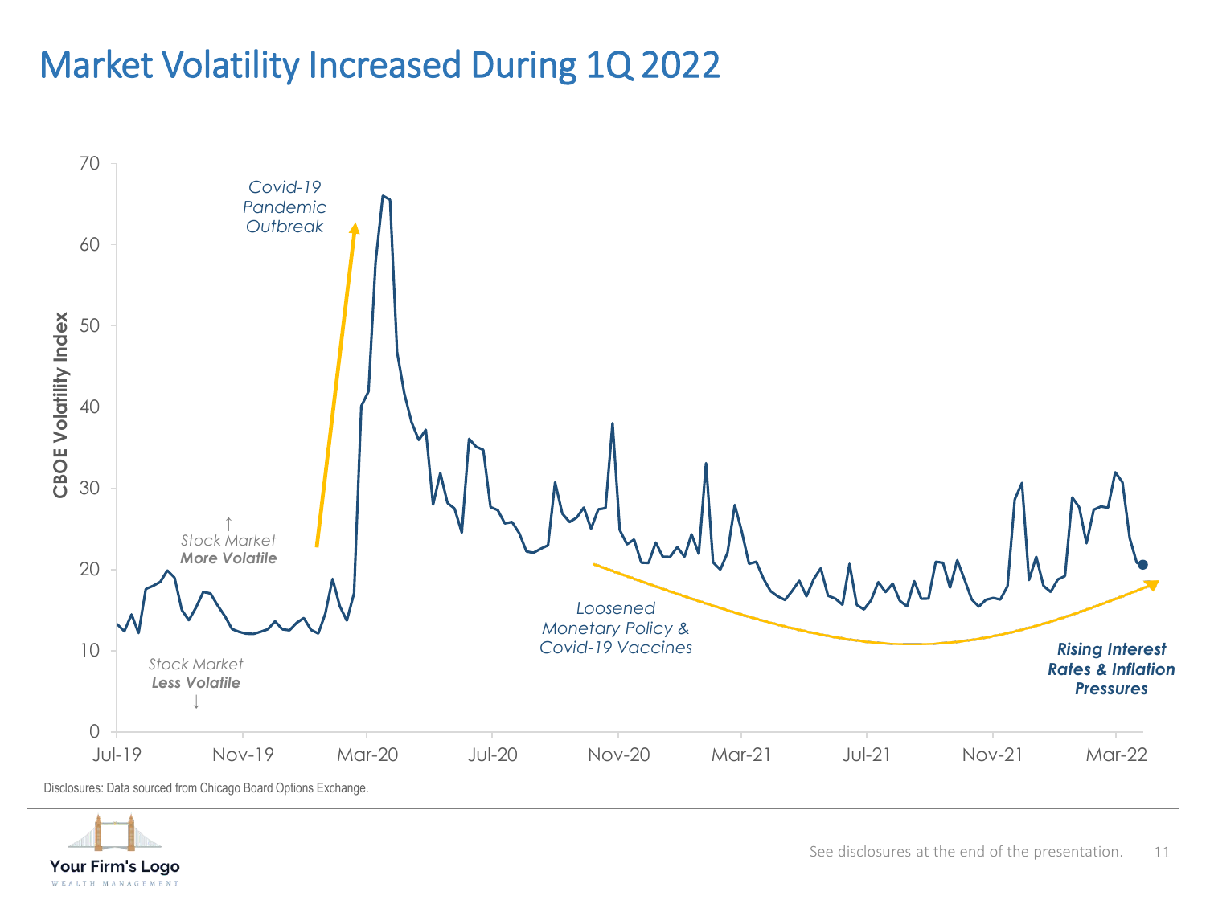# Market Volatility Increased During 1Q 2022

CBOE Volatility Index

Covid-19 Pandemic Outbreak

↑ Stock Market **More Volatile**

Stock Market **Less Volatile** ↓

Loosened Monetary Policy & Covid-19 Vaccines

***Rising Interest Rates & Inflation Pressures***

Jul-19, Nov-19, Mar-20, Jul-20, Nov-20, Mar-21, Jul-21, Nov-21, Mar-22

Disclosures: Data sourced from Chicago Board Options Exchange.

See disclosures at the end of the presentation.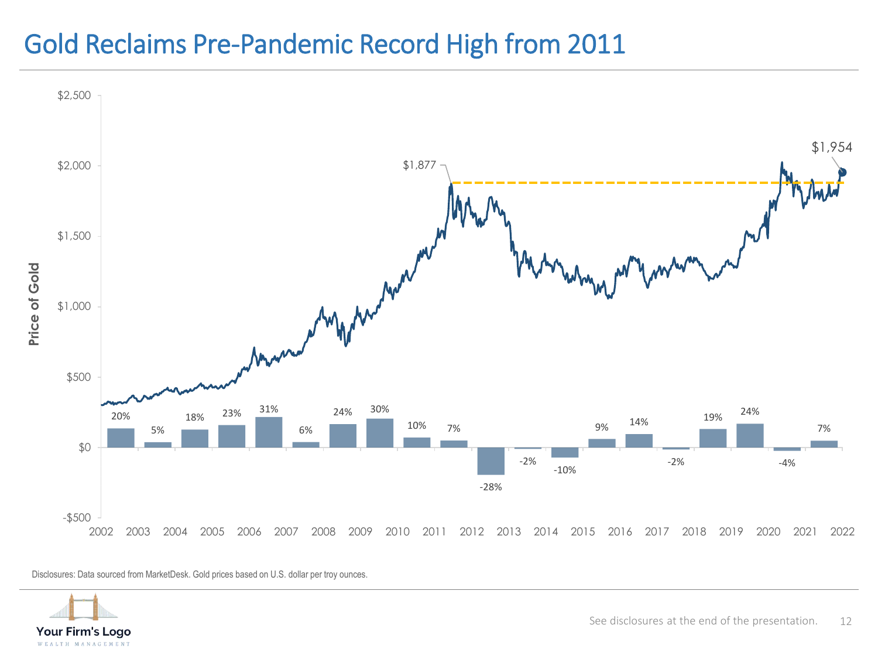# Gold Reclaims Pre-Pandemic Record High from 2011

Price of Gold

$2,500
$2,000
$1,500
$1,000
$500
$0
-$500

$1,877
$1,954

| 2002 | 2003 | 2004 | 2005 | 2006 | 2007 | 2008 | 2009 | 2010 | 2011 | 2012 | 2013 | 2014 | 2015 | 2016 | 2017 | 2018 | 2019 | 2020 | 2021 | 2022 |
|---|---|---|---|---|---|---|---|---|---|---|---|---|---|---|---|---|---|---|---|---|
| 20% | 5% | 18% | 23% | 31% | 6% | 24% | 30% | 10% | 7% | -28% | -2% | -10% | 9% | 14% | -2% | 19% | 24% | -4% | 7% | |

Disclosures: Data sourced from MarketDesk. Gold prices based on U.S. dollar per troy ounces.

See disclosures at the end of the presentation.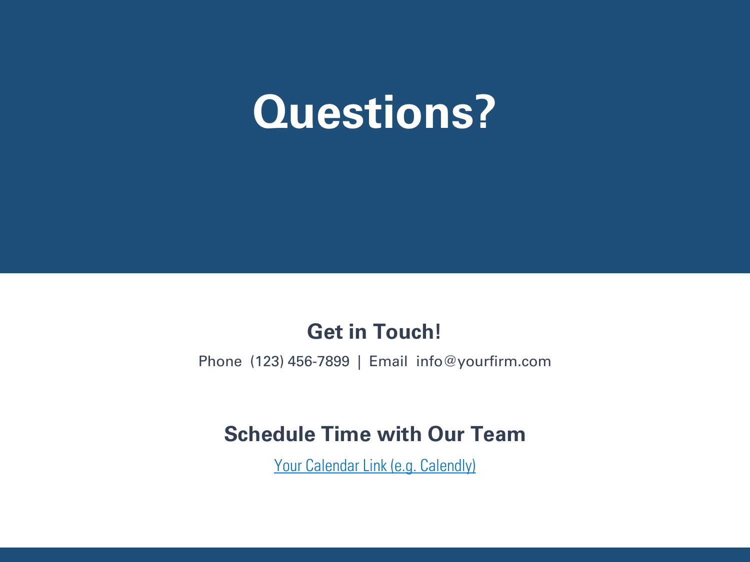# Questions?

## Get in Touch!

Phone (123) 456-7899 | Email info@yourfirm.com

## Schedule Time with Our Team

Your Calendar Link (e.g. Calendly)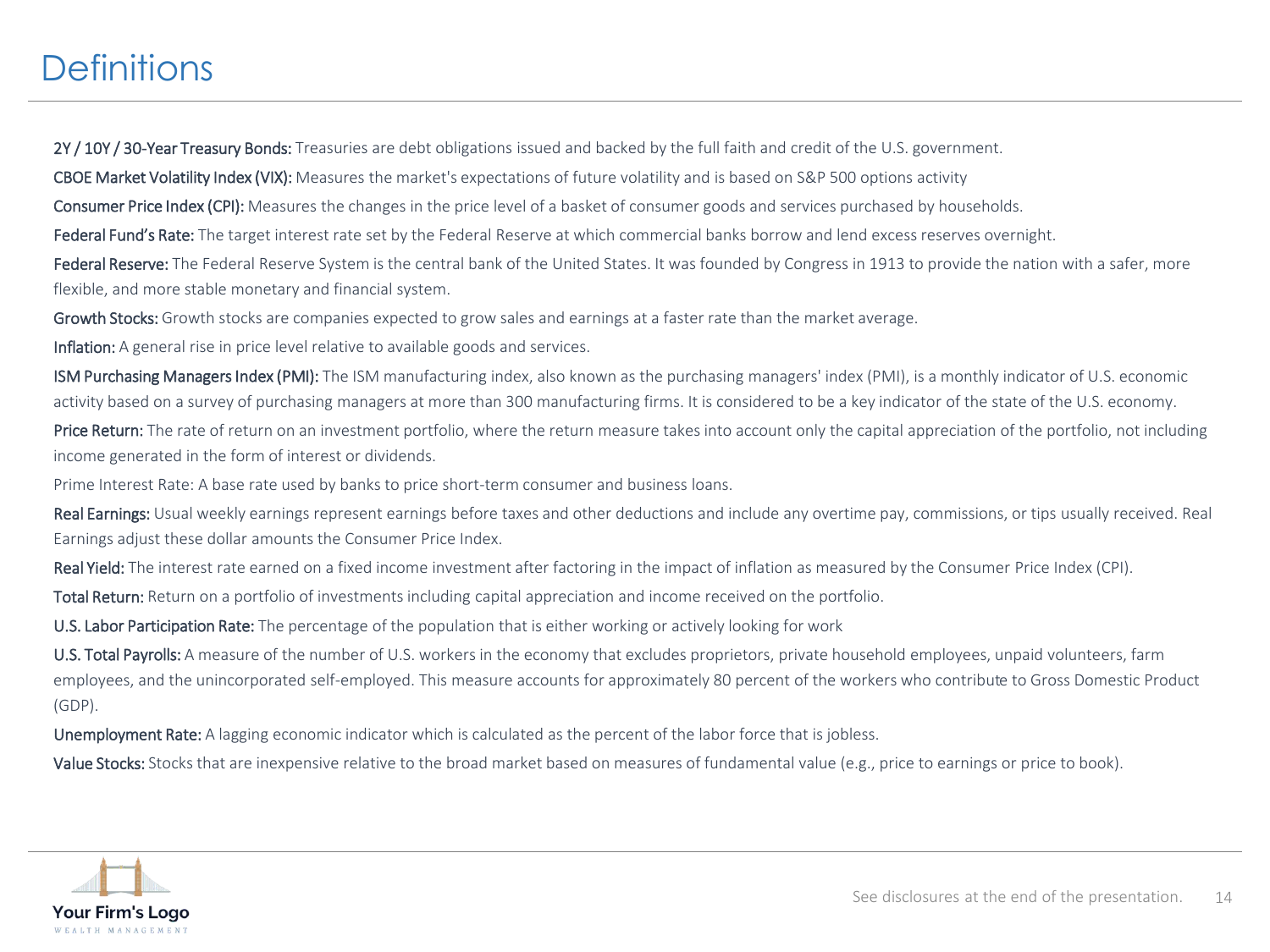# Definitions

**2Y / 10Y / 30-Year Treasury Bonds:** Treasuries are debt obligations issued and backed by the full faith and credit of the U.S. government.

**CBOE Market Volatility Index (VIX):** Measures the market's expectations of future volatility and is based on S&P 500 options activity

**Consumer Price Index (CPI):** Measures the changes in the price level of a basket of consumer goods and services purchased by households.

**Federal Fund's Rate:** The target interest rate set by the Federal Reserve at which commercial banks borrow and lend excess reserves overnight.

**Federal Reserve:** The Federal Reserve System is the central bank of the United States. It was founded by Congress in 1913 to provide the nation with a safer, more flexible, and more stable monetary and financial system.

**Growth Stocks:** Growth stocks are companies expected to grow sales and earnings at a faster rate than the market average.

**Inflation:** A general rise in price level relative to available goods and services.

**ISM Purchasing Managers Index (PMI):** The ISM manufacturing index, also known as the purchasing managers' index (PMI), is a monthly indicator of U.S. economic activity based on a survey of purchasing managers at more than 300 manufacturing firms. It is considered to be a key indicator of the state of the U.S. economy.

**Price Return:** The rate of return on an investment portfolio, where the return measure takes into account only the capital appreciation of the portfolio, not including income generated in the form of interest or dividends.

Prime Interest Rate: A base rate used by banks to price short-term consumer and business loans.

**Real Earnings:** Usual weekly earnings represent earnings before taxes and other deductions and include any overtime pay, commissions, or tips usually received. Real Earnings adjust these dollar amounts the Consumer Price Index.

**Real Yield:** The interest rate earned on a fixed income investment after factoring in the impact of inflation as measured by the Consumer Price Index (CPI).

**Total Return:** Return on a portfolio of investments including capital appreciation and income received on the portfolio.

**U.S. Labor Participation Rate:** The percentage of the population that is either working or actively looking for work

**U.S. Total Payrolls:** A measure of the number of U.S. workers in the economy that excludes proprietors, private household employees, unpaid volunteers, farm employees, and the unincorporated self-employed. This measure accounts for approximately 80 percent of the workers who contribute to Gross Domestic Product (GDP).

**Unemployment Rate:** A lagging economic indicator which is calculated as the percent of the labor force that is jobless.

**Value Stocks:** Stocks that are inexpensive relative to the broad market based on measures of fundamental value (e.g., price to earnings or price to book).

See disclosures at the end of the presentation.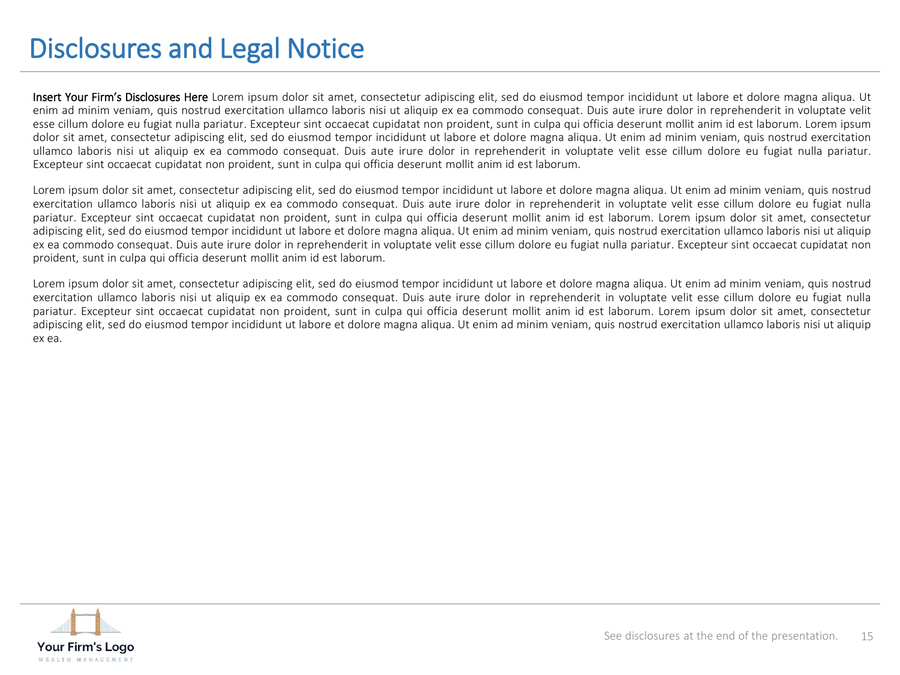# Disclosures and Legal Notice

Insert Your Firm's Disclosures Here Lorem ipsum dolor sit amet, consectetur adipiscing elit, sed do eiusmod tempor incididunt ut labore et dolore magna aliqua. Ut enim ad minim veniam, quis nostrud exercitation ullamco laboris nisi ut aliquip ex ea commodo consequat. Duis aute irure dolor in reprehenderit in voluptate velit esse cillum dolore eu fugiat nulla pariatur. Excepteur sint occaecat cupidatat non proident, sunt in culpa qui officia deserunt mollit anim id est laborum. Lorem ipsum dolor sit amet, consectetur adipiscing elit, sed do eiusmod tempor incididunt ut labore et dolore magna aliqua. Ut enim ad minim veniam, quis nostrud exercitation ullamco laboris nisi ut aliquip ex ea commodo consequat. Duis aute irure dolor in reprehenderit in voluptate velit esse cillum dolore eu fugiat nulla pariatur. Excepteur sint occaecat cupidatat non proident, sunt in culpa qui officia deserunt mollit anim id est laborum.

Lorem ipsum dolor sit amet, consectetur adipiscing elit, sed do eiusmod tempor incididunt ut labore et dolore magna aliqua. Ut enim ad minim veniam, quis nostrud exercitation ullamco laboris nisi ut aliquip ex ea commodo consequat. Duis aute irure dolor in reprehenderit in voluptate velit esse cillum dolore eu fugiat nulla pariatur. Excepteur sint occaecat cupidatat non proident, sunt in culpa qui officia deserunt mollit anim id est laborum. Lorem ipsum dolor sit amet, consectetur adipiscing elit, sed do eiusmod tempor incididunt ut labore et dolore magna aliqua. Ut enim ad minim veniam, quis nostrud exercitation ullamco laboris nisi ut aliquip ex ea commodo consequat. Duis aute irure dolor in reprehenderit in voluptate velit esse cillum dolore eu fugiat nulla pariatur. Excepteur sint occaecat cupidatat non proident, sunt in culpa qui officia deserunt mollit anim id est laborum.

Lorem ipsum dolor sit amet, consectetur adipiscing elit, sed do eiusmod tempor incididunt ut labore et dolore magna aliqua. Ut enim ad minim veniam, quis nostrud exercitation ullamco laboris nisi ut aliquip ex ea commodo consequat. Duis aute irure dolor in reprehenderit in voluptate velit esse cillum dolore eu fugiat nulla pariatur. Excepteur sint occaecat cupidatat non proident, sunt in culpa qui officia deserunt mollit anim id est laborum. Lorem ipsum dolor sit amet, consectetur adipiscing elit, sed do eiusmod tempor incididunt ut labore et dolore magna aliqua. Ut enim ad minim veniam, quis nostrud exercitation ullamco laboris nisi ut aliquip ex ea.